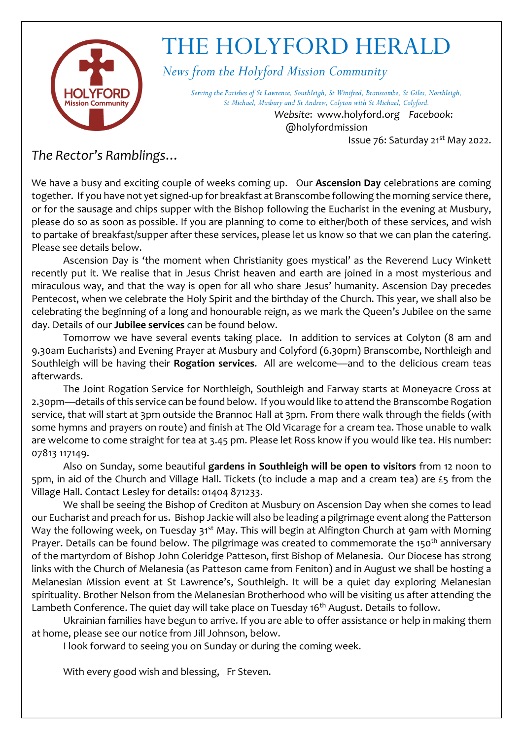# THE HOLYFORD HERALD

*News from the Holyford Mission Community*

*Serving the Parishes of St Lawrence, Southleigh, St Winifred, Branscombe, St Giles, Northleigh, St Michael, Musbury and St Andrew, Colyton with St Michael, Colyford.*

*Website*: www.holyford.org *Facebook*: @holyfordmission

Issue 76: Saturday 21st May 2022.

## *The Rector's Ramblings…*

We have a busy and exciting couple of weeks coming up. Our **Ascension Day** celebrations are coming together. If you have not yet signed-up for breakfast at Branscombe following the morning service there, or for the sausage and chips supper with the Bishop following the Eucharist in the evening at Musbury, please do so as soon as possible. If you are planning to come to either/both of these services, and wish to partake of breakfast/supper after these services, please let us know so that we can plan the catering. Please see details below.

Ascension Day is 'the moment when Christianity goes mystical' as the Reverend Lucy Winkett recently put it. We realise that in Jesus Christ heaven and earth are joined in a most mysterious and miraculous way, and that the way is open for all who share Jesus' humanity. Ascension Day precedes Pentecost, when we celebrate the Holy Spirit and the birthday of the Church. This year, we shall also be celebrating the beginning of a long and honourable reign, as we mark the Queen's Jubilee on the same day. Details of our **Jubilee services** can be found below.

Tomorrow we have several events taking place. In addition to services at Colyton (8 am and 9.30am Eucharists) and Evening Prayer at Musbury and Colyford (6.30pm) Branscombe, Northleigh and Southleigh will be having their **Rogation services**. All are welcome—and to the delicious cream teas afterwards.

The Joint Rogation Service for Northleigh, Southleigh and Farway starts at Moneyacre Cross at 2.30pm—details of this service can be found below. If you would like to attend the Branscombe Rogation service, that will start at 3pm outside the Brannoc Hall at 3pm. From there walk through the fields (with some hymns and prayers on route) and finish at The Old Vicarage for a cream tea. Those unable to walk are welcome to come straight for tea at 3.45 pm. Please let Ross know if you would like tea. His number: 07813 117149.

Also on Sunday, some beautiful **gardens in Southleigh will be open to visitors** from 12 noon to 5pm, in aid of the Church and Village Hall. Tickets (to include a map and a cream tea) are £5 from the Village Hall. Contact Lesley for details: 01404 871233.

We shall be seeing the Bishop of Crediton at Musbury on Ascension Day when she comes to lead our Eucharist and preach for us. Bishop Jackie will also be leading a pilgrimage event along the Patterson Way the following week, on Tuesday 31st May. This will begin at Alfington Church at 9am with Morning Prayer. Details can be found below. The pilgrimage was created to commemorate the 150th anniversary of the martyrdom of Bishop John Coleridge Patteson, first Bishop of Melanesia. Our Diocese has strong links with the Church of Melanesia (as Patteson came from Feniton) and in August we shall be hosting a Melanesian Mission event at St Lawrence's, Southleigh. It will be a quiet day exploring Melanesian spirituality. Brother Nelson from the Melanesian Brotherhood who will be visiting us after attending the Lambeth Conference. The quiet day will take place on Tuesday 16th August. Details to follow.

Ukrainian families have begun to arrive. If you are able to offer assistance or help in making them at home, please see our notice from Jill Johnson, below.

I look forward to seeing you on Sunday or during the coming week.

With every good wish and blessing, Fr Steven.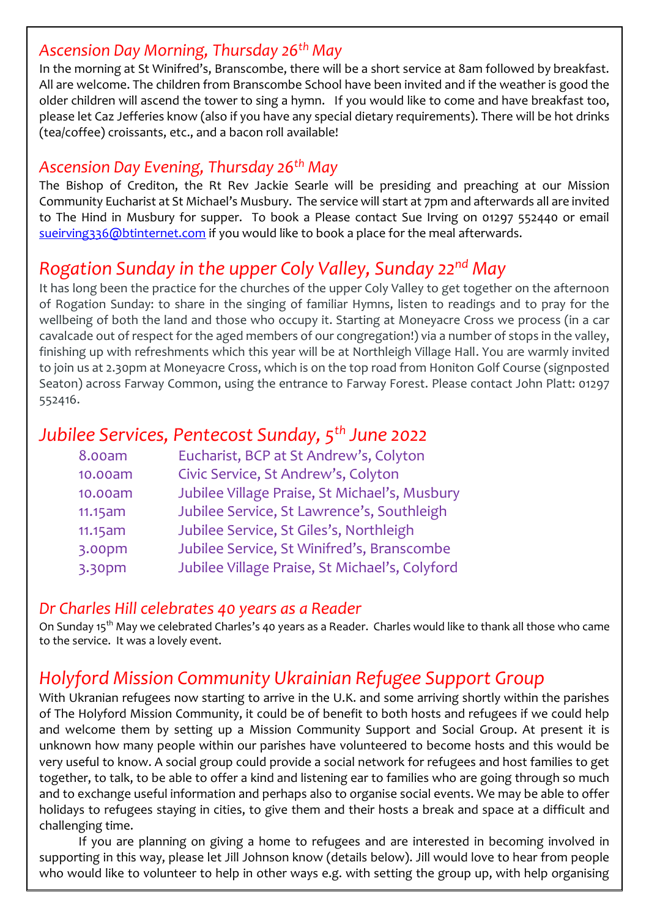## *Ascension Day Morning, Thursday 26th May*

In the morning at St Winifred's, Branscombe, there will be a short service at 8am followed by breakfast. All are welcome. The children from Branscombe School have been invited and if the weather is good the older children will ascend the tower to sing a hymn.   If you would like to come and have breakfast too, please let Caz Jefferies know (also if you have any special dietary requirements). There will be hot drinks (tea/coffee) croissants, etc., and a bacon roll available!

## *Ascension Day Evening, Thursday 26th May*

The Bishop of Crediton, the Rt Rev Jackie Searle will be presiding and preaching at our Mission Community Eucharist at St Michael's Musbury. The service will start at 7pm and afterwards all are invited to The Hind in Musbury for supper.  To book a Please contact Sue Irving on 01297 552440 or email sueirving336@btinternet.com if you would like to book a place for the meal afterwards.

## *Rogation Sunday in the upper Coly Valley, Sunday 22nd May*

It has long been the practice for the churches of the upper Coly Valley to get together on the afternoon of Rogation Sunday: to share in the singing of familiar Hymns, listen to readings and to pray for the wellbeing of both the land and those who occupy it. Starting at Moneyacre Cross we process (in a car cavalcade out of respect for the aged members of our congregation!) via a number of stops in the valley, finishing up with refreshments which this year will be at Northleigh Village Hall. You are warmly invited to join us at 2.30pm at Moneyacre Cross, which is on the top road from Honiton Golf Course (signposted Seaton) across Farway Common, using the entrance to Farway Forest. Please contact John Platt: 01297 552416.

## *Jubilee Services, Pentecost Sunday, 5th June 2022*

| | |
|---|---|
| 8.00am | Eucharist, BCP at St Andrew's, Colyton |
| 10.00am | Civic Service, St Andrew's, Colyton |
| 10.00am | Jubilee Village Praise, St Michael's, Musbury |
| 11.15am | Jubilee Service, St Lawrence's, Southleigh |
| 11.15am | Jubilee Service, St Giles's, Northleigh |
| 3.00pm | Jubilee Service, St Winifred's, Branscombe |
| 3.30pm | Jubilee Village Praise, St Michael's, Colyford |

## *Dr Charles Hill celebrates 40 years as a Reader*

On Sunday 15th May we celebrated Charles's 40 years as a Reader. Charles would like to thank all those who came to the service. It was a lovely event.

## *Holyford Mission Community Ukrainian Refugee Support Group*

With Ukranian refugees now starting to arrive in the U.K. and some arriving shortly within the parishes of The Holyford Mission Community, it could be of benefit to both hosts and refugees if we could help and welcome them by setting up a Mission Community Support and Social Group. At present it is unknown how many people within our parishes have volunteered to become hosts and this would be very useful to know. A social group could provide a social network for refugees and host families to get together, to talk, to be able to offer a kind and listening ear to families who are going through so much and to exchange useful information and perhaps also to organise social events. We may be able to offer holidays to refugees staying in cities, to give them and their hosts a break and space at a difficult and challenging time.

If you are planning on giving a home to refugees and are interested in becoming involved in supporting in this way, please let Jill Johnson know (details below). Jill would love to hear from people who would like to volunteer to help in other ways e.g. with setting the group up, with help organising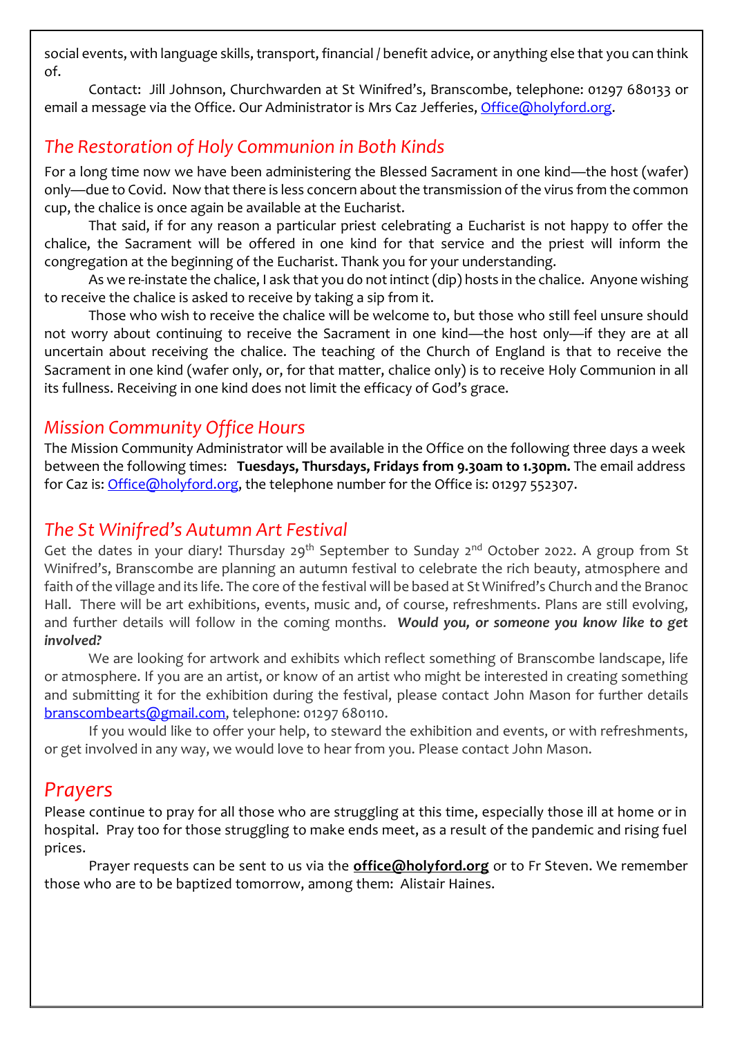social events, with language skills, transport, financial / benefit advice, or anything else that you can think of.

Contact: Jill Johnson, Churchwarden at St Winifred's, Branscombe, telephone: 01297 680133 or email a message via the Office. Our Administrator is Mrs Caz Jefferies, Office@holyford.org.

## *The Restoration of Holy Communion in Both Kinds*

For a long time now we have been administering the Blessed Sacrament in one kind—the host (wafer) only—due to Covid. Now that there is less concern about the transmission of the virus from the common cup, the chalice is once again be available at the Eucharist.

That said, if for any reason a particular priest celebrating a Eucharist is not happy to offer the chalice, the Sacrament will be offered in one kind for that service and the priest will inform the congregation at the beginning of the Eucharist. Thank you for your understanding.

As we re-instate the chalice, I ask that you do not intinct (dip) hosts in the chalice. Anyone wishing to receive the chalice is asked to receive by taking a sip from it.

Those who wish to receive the chalice will be welcome to, but those who still feel unsure should not worry about continuing to receive the Sacrament in one kind—the host only—if they are at all uncertain about receiving the chalice. The teaching of the Church of England is that to receive the Sacrament in one kind (wafer only, or, for that matter, chalice only) is to receive Holy Communion in all its fullness. Receiving in one kind does not limit the efficacy of God's grace.

## *Mission Community Office Hours*

The Mission Community Administrator will be available in the Office on the following three days a week between the following times: **Tuesdays, Thursdays, Fridays from 9.30am to 1.30pm.** The email address for Caz is: Office@holyford.org, the telephone number for the Office is: 01297 552307.

## *The St Winifred's Autumn Art Festival*

Get the dates in your diary! Thursday 29th September to Sunday 2nd October 2022. A group from St Winifred's, Branscombe are planning an autumn festival to celebrate the rich beauty, atmosphere and faith of the village and its life. The core of the festival will be based at St Winifred's Church and the Branoc Hall. There will be art exhibitions, events, music and, of course, refreshments. Plans are still evolving, and further details will follow in the coming months. ***Would you, or someone you know like to get involved?***

We are looking for artwork and exhibits which reflect something of Branscombe landscape, life or atmosphere. If you are an artist, or know of an artist who might be interested in creating something and submitting it for the exhibition during the festival, please contact John Mason for further details branscombearts@gmail.com, telephone: 01297 680110.

If you would like to offer your help, to steward the exhibition and events, or with refreshments, or get involved in any way, we would love to hear from you. Please contact John Mason.

## *Prayers*

Please continue to pray for all those who are struggling at this time, especially those ill at home or in hospital. Pray too for those struggling to make ends meet, as a result of the pandemic and rising fuel prices.

Prayer requests can be sent to us via the **office@holyford.org** or to Fr Steven. We remember those who are to be baptized tomorrow, among them: Alistair Haines.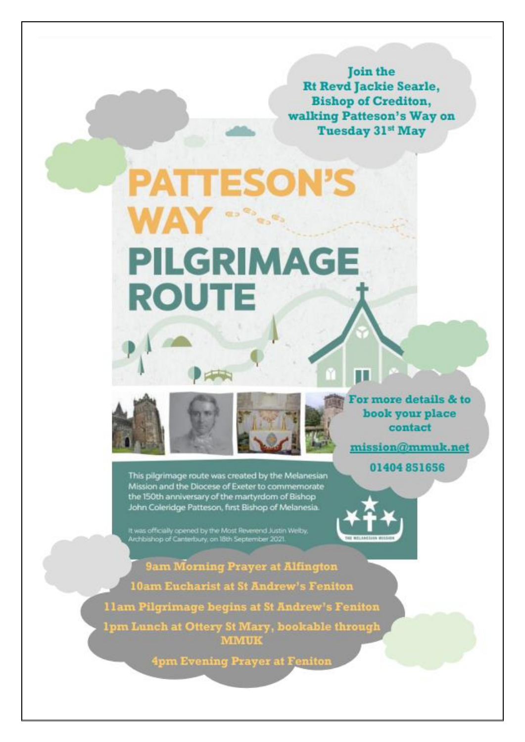**Join the Rt Revd Jackie Searle, Bishop of Crediton, walking Patteson's Way on Tuesday 31st May**

# PATTESON'S WAY

# PILGRIMAGE ROUTE

This pilgrimage route was created by the Melanesian Mission and the Diocese of Exeter to commemorate the 150th anniversary of the martyrdom of Bishop John Coleridge Patteson, first Bishop of Melanesia.

It was officially opened by the Most Reverend Justin Welby, Archbishop of Canterbury, on 18th September 2021.

THE MELANESIAN MISSION

**For more details & to book your place contact**

**mission@mmuk.net**

**01404 851656**

**9am Morning Prayer at Alfington**

**10am Eucharist at St Andrew's Feniton**

**11am Pilgrimage begins at St Andrew's Feniton**

**1pm Lunch at Ottery St Mary, bookable through MMUK**

**4pm Evening Prayer at Feniton**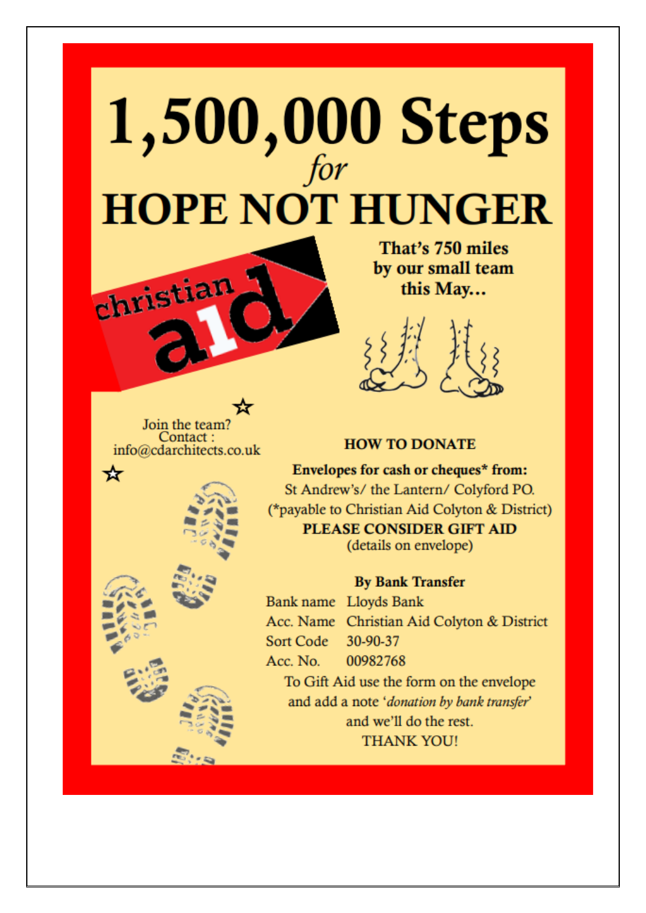# 1,500,000 Steps

*for*

# HOPE NOT HUNGER

christian aid

**That's 750 miles by our small team this May…**

Join the team? Contact : info@cdarchitects.co.uk

**HOW TO DONATE**

**Envelopes for cash or cheques\* from:**

St Andrew's/ the Lantern/ Colyford PO.

(\*payable to Christian Aid Colyton & District)

**PLEASE CONSIDER GIFT AID**

(details on envelope)

**By Bank Transfer**

| | |
|---|---|
| Bank name | Lloyds Bank |
| Acc. Name | Christian Aid Colyton & District |
| Sort Code | 30-90-37 |
| Acc. No. | 00982768 |

To Gift Aid use the form on the envelope and add a note '*donation by bank transfer*' and we'll do the rest.

THANK YOU!